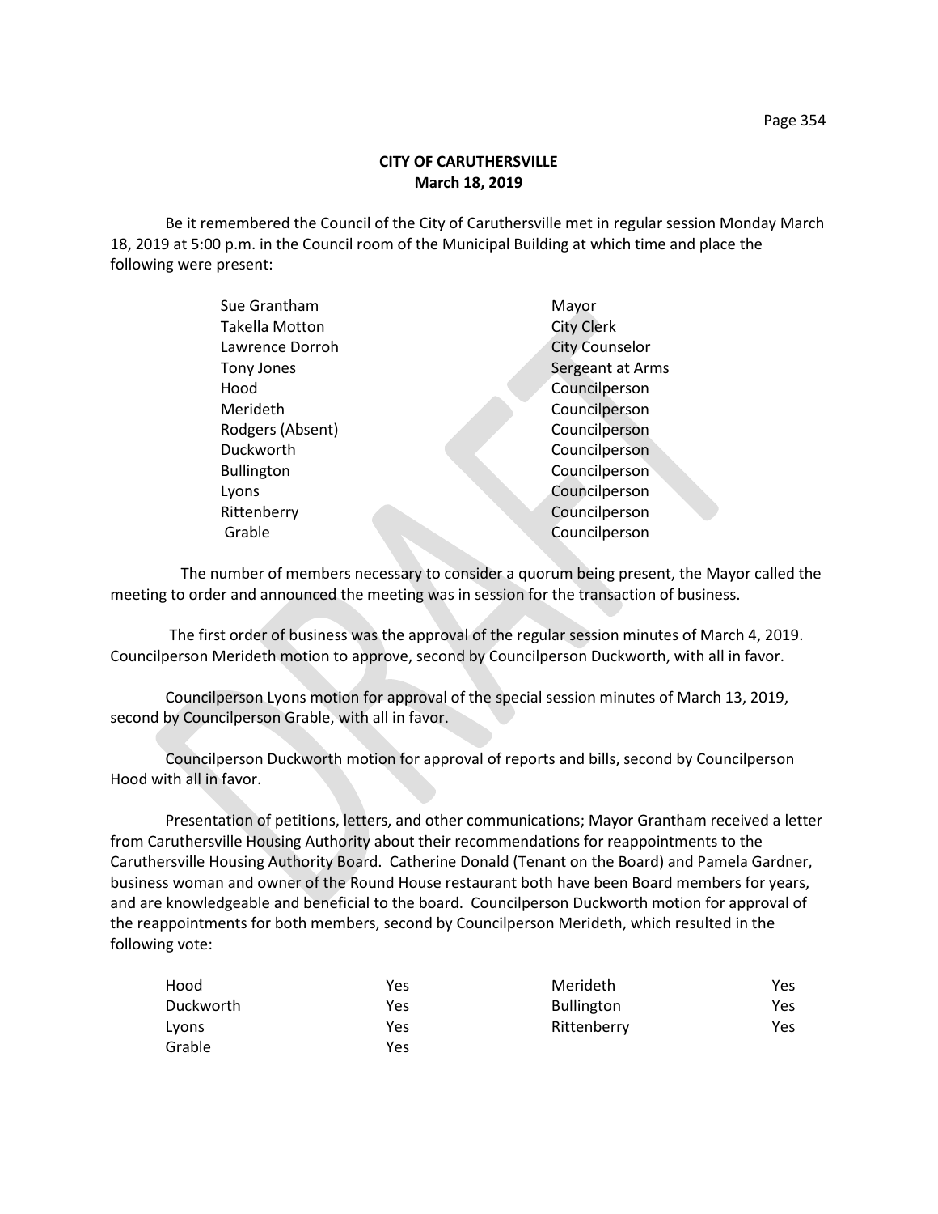# CITY OF CARUTHERSVILLE
## March 18, 2019

Be it remembered the Council of the City of Caruthersville met in regular session Monday March 18, 2019 at 5:00 p.m. in the Council room of the Municipal Building at which time and place the following were present:

| | |
|---|---|
| Sue Grantham | Mayor |
| Takella Motton | City Clerk |
| Lawrence Dorroh | City Counselor |
| Tony Jones | Sergeant at Arms |
| Hood | Councilperson |
| Merideth | Councilperson |
| Rodgers (Absent) | Councilperson |
| Duckworth | Councilperson |
| Bullington | Councilperson |
| Lyons | Councilperson |
| Rittenberry | Councilperson |
| Grable | Councilperson |

The number of members necessary to consider a quorum being present, the Mayor called the meeting to order and announced the meeting was in session for the transaction of business.

The first order of business was the approval of the regular session minutes of March 4, 2019. Councilperson Merideth motion to approve, second by Councilperson Duckworth, with all in favor.

Councilperson Lyons motion for approval of the special session minutes of March 13, 2019, second by Councilperson Grable, with all in favor.

Councilperson Duckworth motion for approval of reports and bills, second by Councilperson Hood with all in favor.

Presentation of petitions, letters, and other communications; Mayor Grantham received a letter from Caruthersville Housing Authority about their recommendations for reappointments to the Caruthersville Housing Authority Board. Catherine Donald (Tenant on the Board) and Pamela Gardner, business woman and owner of the Round House restaurant both have been Board members for years, and are knowledgeable and beneficial to the board. Councilperson Duckworth motion for approval of the reappointments for both members, second by Councilperson Merideth, which resulted in the following vote:

| | | | |
|---|---|---|---|
| Hood | Yes | Merideth | Yes |
| Duckworth | Yes | Bullington | Yes |
| Lyons | Yes | Rittenberry | Yes |
| Grable | Yes | | |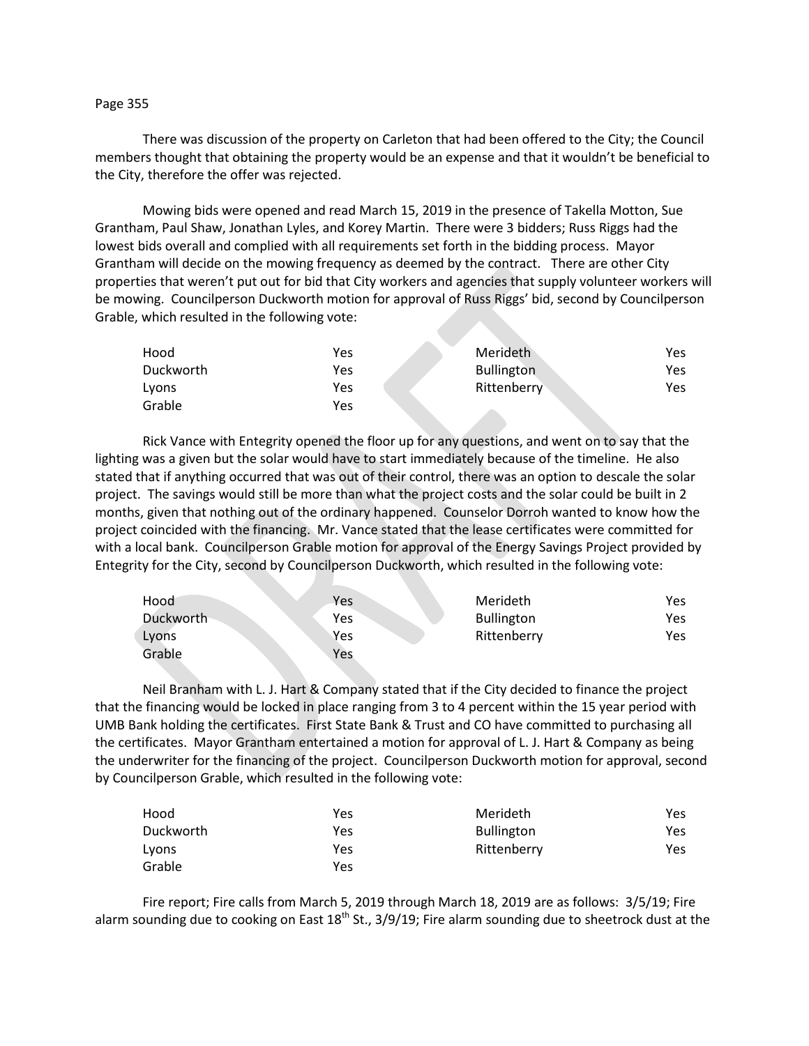There was discussion of the property on Carleton that had been offered to the City; the Council members thought that obtaining the property would be an expense and that it wouldn't be beneficial to the City, therefore the offer was rejected.

Mowing bids were opened and read March 15, 2019 in the presence of Takella Motton, Sue Grantham, Paul Shaw, Jonathan Lyles, and Korey Martin. There were 3 bidders; Russ Riggs had the lowest bids overall and complied with all requirements set forth in the bidding process. Mayor Grantham will decide on the mowing frequency as deemed by the contract. There are other City properties that weren't put out for bid that City workers and agencies that supply volunteer workers will be mowing. Councilperson Duckworth motion for approval of Russ Riggs' bid, second by Councilperson Grable, which resulted in the following vote:

| | | | |
|---|---|---|---|
| Hood | Yes | Merideth | Yes |
| Duckworth | Yes | Bullington | Yes |
| Lyons | Yes | Rittenberry | Yes |
| Grable | Yes | | |

Rick Vance with Entegrity opened the floor up for any questions, and went on to say that the lighting was a given but the solar would have to start immediately because of the timeline. He also stated that if anything occurred that was out of their control, there was an option to descale the solar project. The savings would still be more than what the project costs and the solar could be built in 2 months, given that nothing out of the ordinary happened. Counselor Dorroh wanted to know how the project coincided with the financing. Mr. Vance stated that the lease certificates were committed for with a local bank. Councilperson Grable motion for approval of the Energy Savings Project provided by Entegrity for the City, second by Councilperson Duckworth, which resulted in the following vote:

| | | | |
|---|---|---|---|
| Hood | Yes | Merideth | Yes |
| Duckworth | Yes | Bullington | Yes |
| Lyons | Yes | Rittenberry | Yes |
| Grable | Yes | | |

Neil Branham with L. J. Hart & Company stated that if the City decided to finance the project that the financing would be locked in place ranging from 3 to 4 percent within the 15 year period with UMB Bank holding the certificates. First State Bank & Trust and CO have committed to purchasing all the certificates. Mayor Grantham entertained a motion for approval of L. J. Hart & Company as being the underwriter for the financing of the project. Councilperson Duckworth motion for approval, second by Councilperson Grable, which resulted in the following vote:

| | | | |
|---|---|---|---|
| Hood | Yes | Merideth | Yes |
| Duckworth | Yes | Bullington | Yes |
| Lyons | Yes | Rittenberry | Yes |
| Grable | Yes | | |

Fire report; Fire calls from March 5, 2019 through March 18, 2019 are as follows: 3/5/19; Fire alarm sounding due to cooking on East 18th St., 3/9/19; Fire alarm sounding due to sheetrock dust at the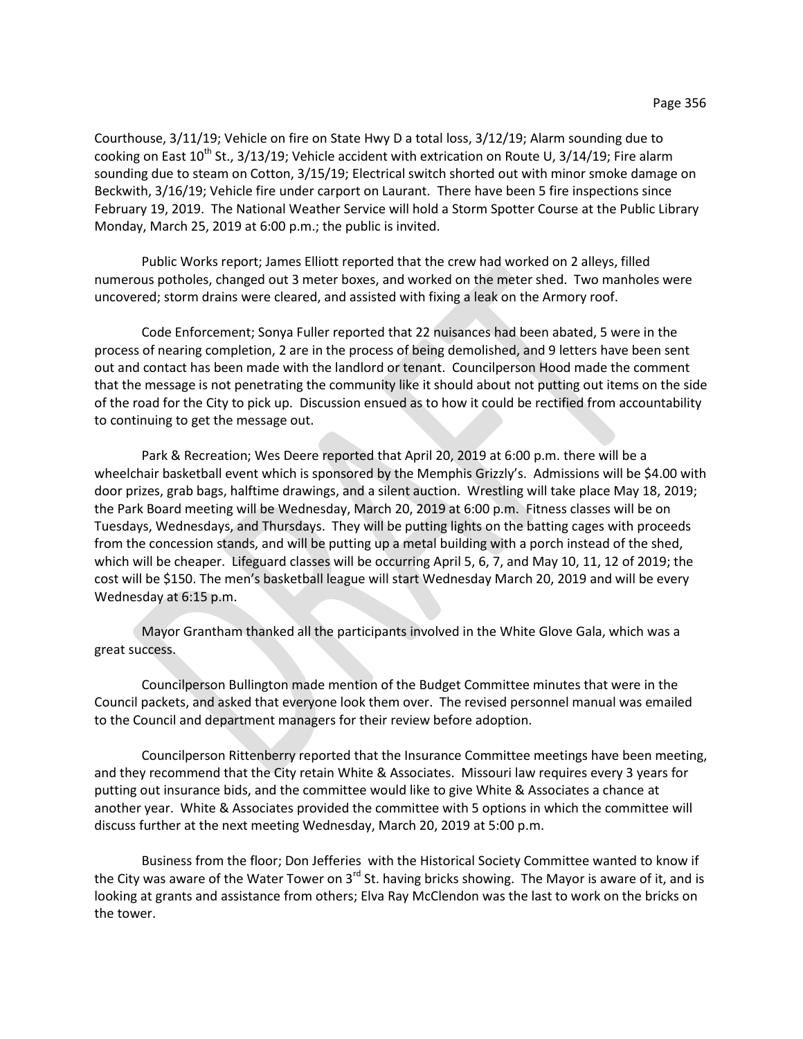Courthouse, 3/11/19; Vehicle on fire on State Hwy D a total loss, 3/12/19; Alarm sounding due to cooking on East 10th St., 3/13/19; Vehicle accident with extrication on Route U, 3/14/19; Fire alarm sounding due to steam on Cotton, 3/15/19; Electrical switch shorted out with minor smoke damage on Beckwith, 3/16/19; Vehicle fire under carport on Laurant. There have been 5 fire inspections since February 19, 2019. The National Weather Service will hold a Storm Spotter Course at the Public Library Monday, March 25, 2019 at 6:00 p.m.; the public is invited.

Public Works report; James Elliott reported that the crew had worked on 2 alleys, filled numerous potholes, changed out 3 meter boxes, and worked on the meter shed. Two manholes were uncovered; storm drains were cleared, and assisted with fixing a leak on the Armory roof.

Code Enforcement; Sonya Fuller reported that 22 nuisances had been abated, 5 were in the process of nearing completion, 2 are in the process of being demolished, and 9 letters have been sent out and contact has been made with the landlord or tenant. Councilperson Hood made the comment that the message is not penetrating the community like it should about not putting out items on the side of the road for the City to pick up. Discussion ensued as to how it could be rectified from accountability to continuing to get the message out.

Park & Recreation; Wes Deere reported that April 20, 2019 at 6:00 p.m. there will be a wheelchair basketball event which is sponsored by the Memphis Grizzly's. Admissions will be $4.00 with door prizes, grab bags, halftime drawings, and a silent auction. Wrestling will take place May 18, 2019; the Park Board meeting will be Wednesday, March 20, 2019 at 6:00 p.m. Fitness classes will be on Tuesdays, Wednesdays, and Thursdays. They will be putting lights on the batting cages with proceeds from the concession stands, and will be putting up a metal building with a porch instead of the shed, which will be cheaper. Lifeguard classes will be occurring April 5, 6, 7, and May 10, 11, 12 of 2019; the cost will be $150. The men's basketball league will start Wednesday March 20, 2019 and will be every Wednesday at 6:15 p.m.

Mayor Grantham thanked all the participants involved in the White Glove Gala, which was a great success.

Councilperson Bullington made mention of the Budget Committee minutes that were in the Council packets, and asked that everyone look them over. The revised personnel manual was emailed to the Council and department managers for their review before adoption.

Councilperson Rittenberry reported that the Insurance Committee meetings have been meeting, and they recommend that the City retain White & Associates. Missouri law requires every 3 years for putting out insurance bids, and the committee would like to give White & Associates a chance at another year. White & Associates provided the committee with 5 options in which the committee will discuss further at the next meeting Wednesday, March 20, 2019 at 5:00 p.m.

Business from the floor; Don Jefferies with the Historical Society Committee wanted to know if the City was aware of the Water Tower on 3rd St. having bricks showing. The Mayor is aware of it, and is looking at grants and assistance from others; Elva Ray McClendon was the last to work on the bricks on the tower.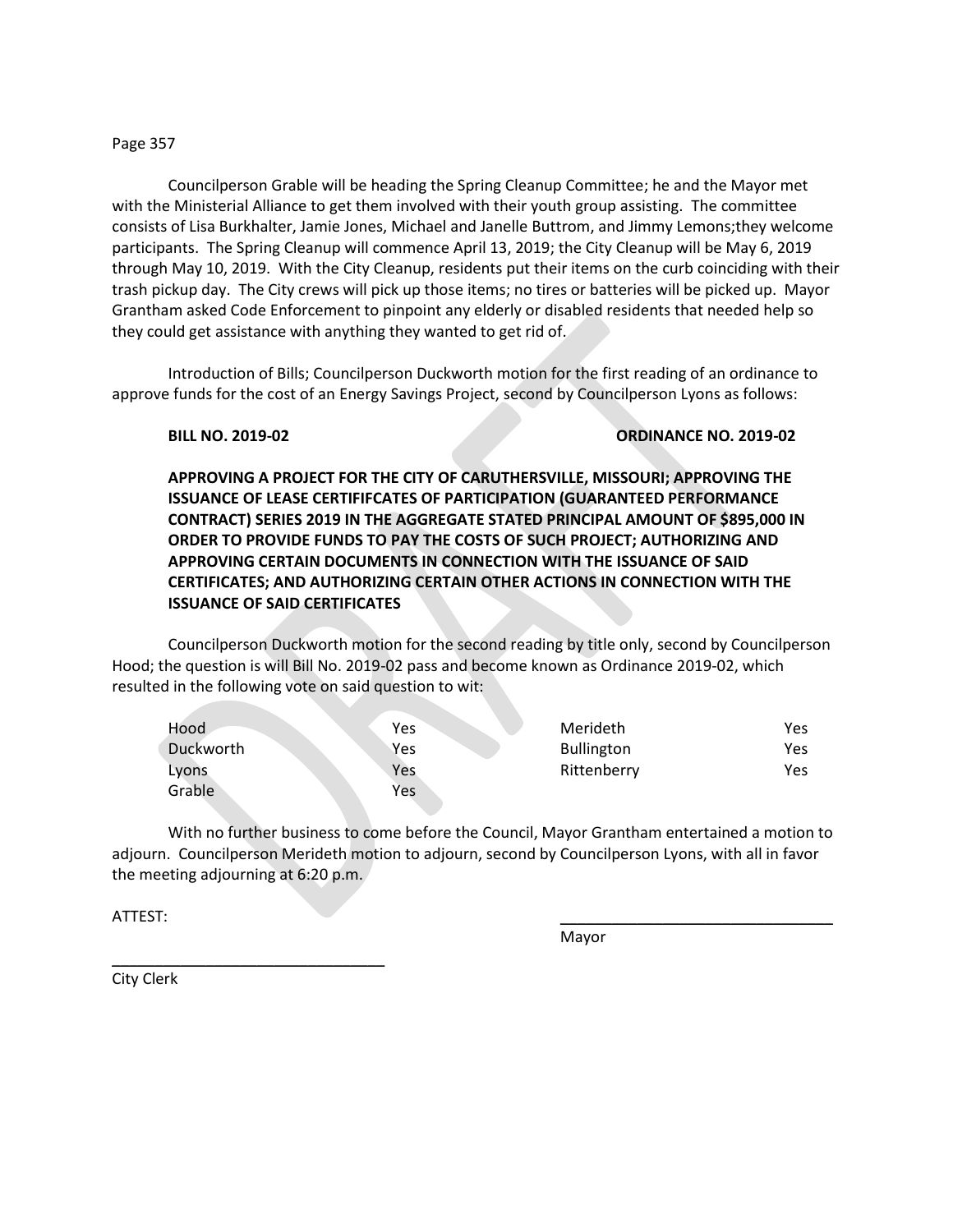Councilperson Grable will be heading the Spring Cleanup Committee; he and the Mayor met with the Ministerial Alliance to get them involved with their youth group assisting. The committee consists of Lisa Burkhalter, Jamie Jones, Michael and Janelle Buttrom, and Jimmy Lemons;they welcome participants. The Spring Cleanup will commence April 13, 2019; the City Cleanup will be May 6, 2019 through May 10, 2019. With the City Cleanup, residents put their items on the curb coinciding with their trash pickup day. The City crews will pick up those items; no tires or batteries will be picked up. Mayor Grantham asked Code Enforcement to pinpoint any elderly or disabled residents that needed help so they could get assistance with anything they wanted to get rid of.

Introduction of Bills; Councilperson Duckworth motion for the first reading of an ordinance to approve funds for the cost of an Energy Savings Project, second by Councilperson Lyons as follows:

**BILL NO. 2019-02** **ORDINANCE NO. 2019-02**

**APPROVING A PROJECT FOR THE CITY OF CARUTHERSVILLE, MISSOURI; APPROVING THE ISSUANCE OF LEASE CERTIFIFCATES OF PARTICIPATION (GUARANTEED PERFORMANCE CONTRACT) SERIES 2019 IN THE AGGREGATE STATED PRINCIPAL AMOUNT OF $895,000 IN ORDER TO PROVIDE FUNDS TO PAY THE COSTS OF SUCH PROJECT; AUTHORIZING AND APPROVING CERTAIN DOCUMENTS IN CONNECTION WITH THE ISSUANCE OF SAID CERTIFICATES; AND AUTHORIZING CERTAIN OTHER ACTIONS IN CONNECTION WITH THE ISSUANCE OF SAID CERTIFICATES**

Councilperson Duckworth motion for the second reading by title only, second by Councilperson Hood; the question is will Bill No. 2019-02 pass and become known as Ordinance 2019-02, which resulted in the following vote on said question to wit:

| | | | |
|---|---|---|---|
| Hood | Yes | Merideth | Yes |
| Duckworth | Yes | Bullington | Yes |
| Lyons | Yes | Rittenberry | Yes |
| Grable | Yes | | |

With no further business to come before the Council, Mayor Grantham entertained a motion to adjourn. Councilperson Merideth motion to adjourn, second by Councilperson Lyons, with all in favor the meeting adjourning at 6:20 p.m.

ATTEST:

________________________________
Mayor

________________________________
City Clerk